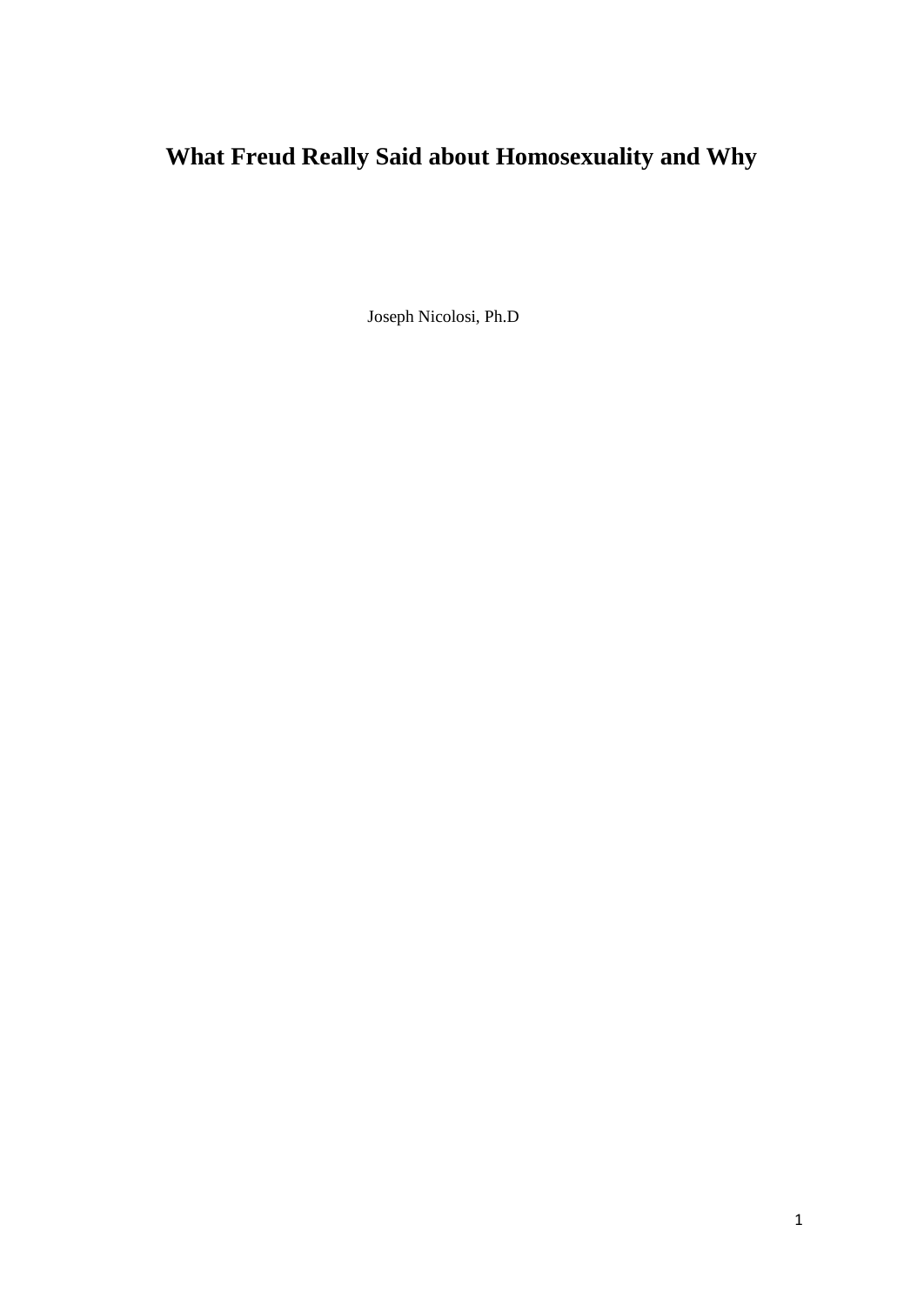# What Freud Really Said about Homosexuality and Why

Joseph Nicolosi, Ph.D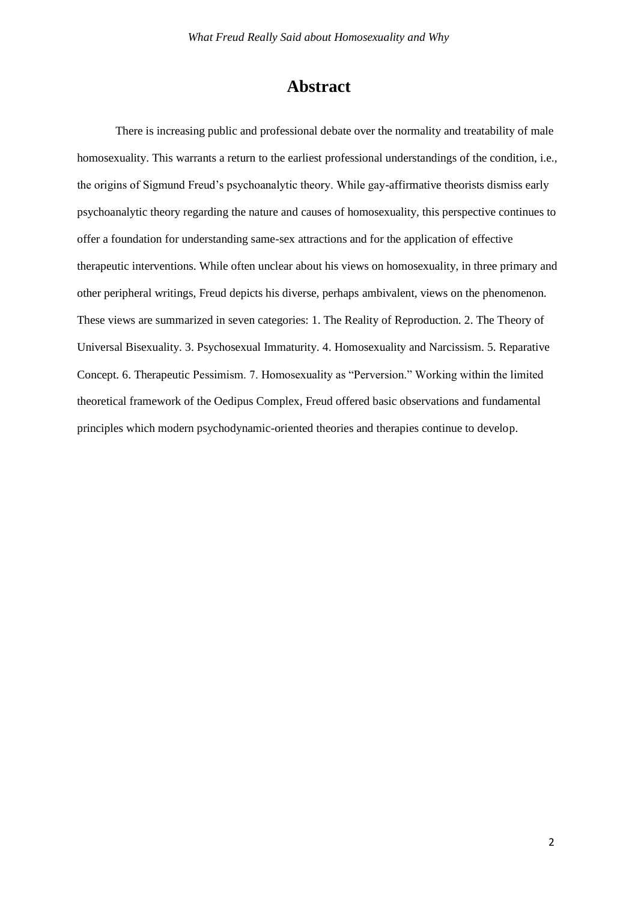# Abstract

There is increasing public and professional debate over the normality and treatability of male homosexuality. This warrants a return to the earliest professional understandings of the condition, i.e., the origins of Sigmund Freud's psychoanalytic theory. While gay-affirmative theorists dismiss early psychoanalytic theory regarding the nature and causes of homosexuality, this perspective continues to offer a foundation for understanding same-sex attractions and for the application of effective therapeutic interventions. While often unclear about his views on homosexuality, in three primary and other peripheral writings, Freud depicts his diverse, perhaps ambivalent, views on the phenomenon. These views are summarized in seven categories: 1. The Reality of Reproduction. 2. The Theory of Universal Bisexuality. 3. Psychosexual Immaturity. 4. Homosexuality and Narcissism. 5. Reparative Concept. 6. Therapeutic Pessimism. 7. Homosexuality as "Perversion." Working within the limited theoretical framework of the Oedipus Complex, Freud offered basic observations and fundamental principles which modern psychodynamic-oriented theories and therapies continue to develop.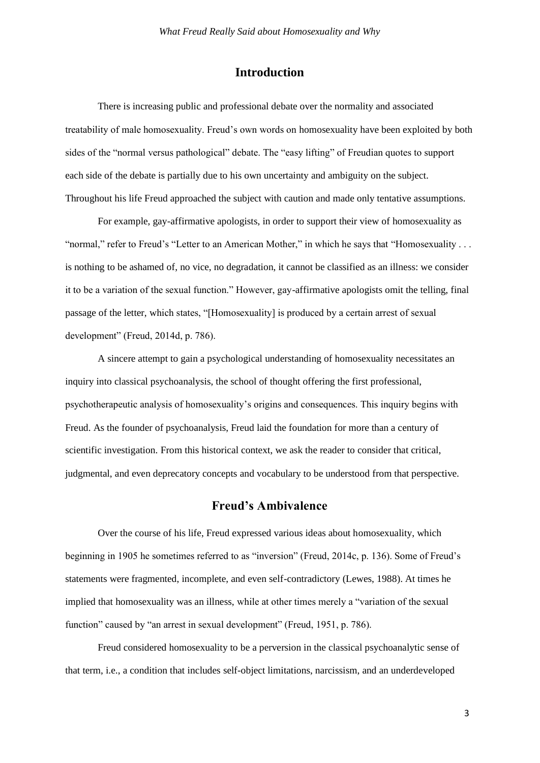## Introduction

There is increasing public and professional debate over the normality and associated treatability of male homosexuality. Freud's own words on homosexuality have been exploited by both sides of the "normal versus pathological" debate. The "easy lifting" of Freudian quotes to support each side of the debate is partially due to his own uncertainty and ambiguity on the subject. Throughout his life Freud approached the subject with caution and made only tentative assumptions.

For example, gay-affirmative apologists, in order to support their view of homosexuality as "normal," refer to Freud's "Letter to an American Mother," in which he says that "Homosexuality . . . is nothing to be ashamed of, no vice, no degradation, it cannot be classified as an illness: we consider it to be a variation of the sexual function." However, gay-affirmative apologists omit the telling, final passage of the letter, which states, "[Homosexuality] is produced by a certain arrest of sexual development" (Freud, 2014d, p. 786).

A sincere attempt to gain a psychological understanding of homosexuality necessitates an inquiry into classical psychoanalysis, the school of thought offering the first professional, psychotherapeutic analysis of homosexuality's origins and consequences. This inquiry begins with Freud. As the founder of psychoanalysis, Freud laid the foundation for more than a century of scientific investigation. From this historical context, we ask the reader to consider that critical, judgmental, and even deprecatory concepts and vocabulary to be understood from that perspective.

## Freud's Ambivalence

Over the course of his life, Freud expressed various ideas about homosexuality, which beginning in 1905 he sometimes referred to as "inversion" (Freud, 2014c, p. 136). Some of Freud's statements were fragmented, incomplete, and even self-contradictory (Lewes, 1988). At times he implied that homosexuality was an illness, while at other times merely a "variation of the sexual function" caused by "an arrest in sexual development" (Freud, 1951, p. 786).

Freud considered homosexuality to be a perversion in the classical psychoanalytic sense of that term, i.e., a condition that includes self-object limitations, narcissism, and an underdeveloped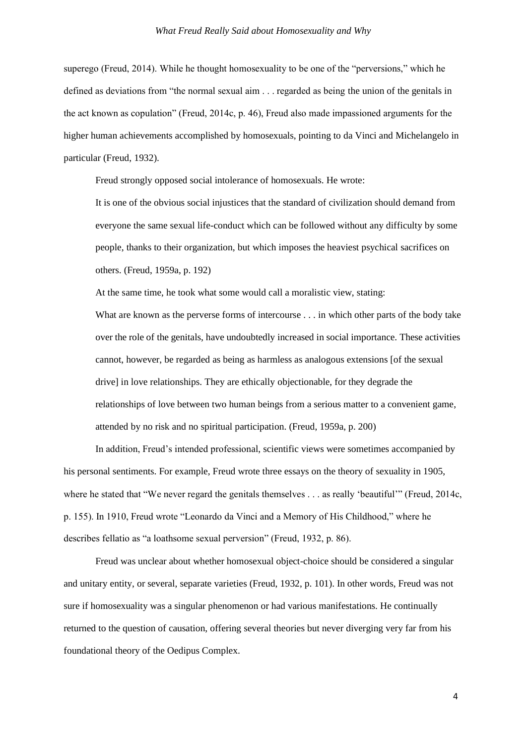superego (Freud, 2014). While he thought homosexuality to be one of the "perversions," which he defined as deviations from "the normal sexual aim . . . regarded as being the union of the genitals in the act known as copulation" (Freud, 2014c, p. 46), Freud also made impassioned arguments for the higher human achievements accomplished by homosexuals, pointing to da Vinci and Michelangelo in particular (Freud, 1932).

Freud strongly opposed social intolerance of homosexuals. He wrote:

> It is one of the obvious social injustices that the standard of civilization should demand from everyone the same sexual life-conduct which can be followed without any difficulty by some people, thanks to their organization, but which imposes the heaviest psychical sacrifices on others. (Freud, 1959a, p. 192)

At the same time, he took what some would call a moralistic view, stating:

> What are known as the perverse forms of intercourse . . . in which other parts of the body take over the role of the genitals, have undoubtedly increased in social importance. These activities cannot, however, be regarded as being as harmless as analogous extensions [of the sexual drive] in love relationships. They are ethically objectionable, for they degrade the relationships of love between two human beings from a serious matter to a convenient game, attended by no risk and no spiritual participation. (Freud, 1959a, p. 200)

In addition, Freud's intended professional, scientific views were sometimes accompanied by his personal sentiments. For example, Freud wrote three essays on the theory of sexuality in 1905, where he stated that "We never regard the genitals themselves . . . as really 'beautiful'" (Freud, 2014c, p. 155). In 1910, Freud wrote "Leonardo da Vinci and a Memory of His Childhood," where he describes fellatio as "a loathsome sexual perversion" (Freud, 1932, p. 86).

Freud was unclear about whether homosexual object-choice should be considered a singular and unitary entity, or several, separate varieties (Freud, 1932, p. 101). In other words, Freud was not sure if homosexuality was a singular phenomenon or had various manifestations. He continually returned to the question of causation, offering several theories but never diverging very far from his foundational theory of the Oedipus Complex.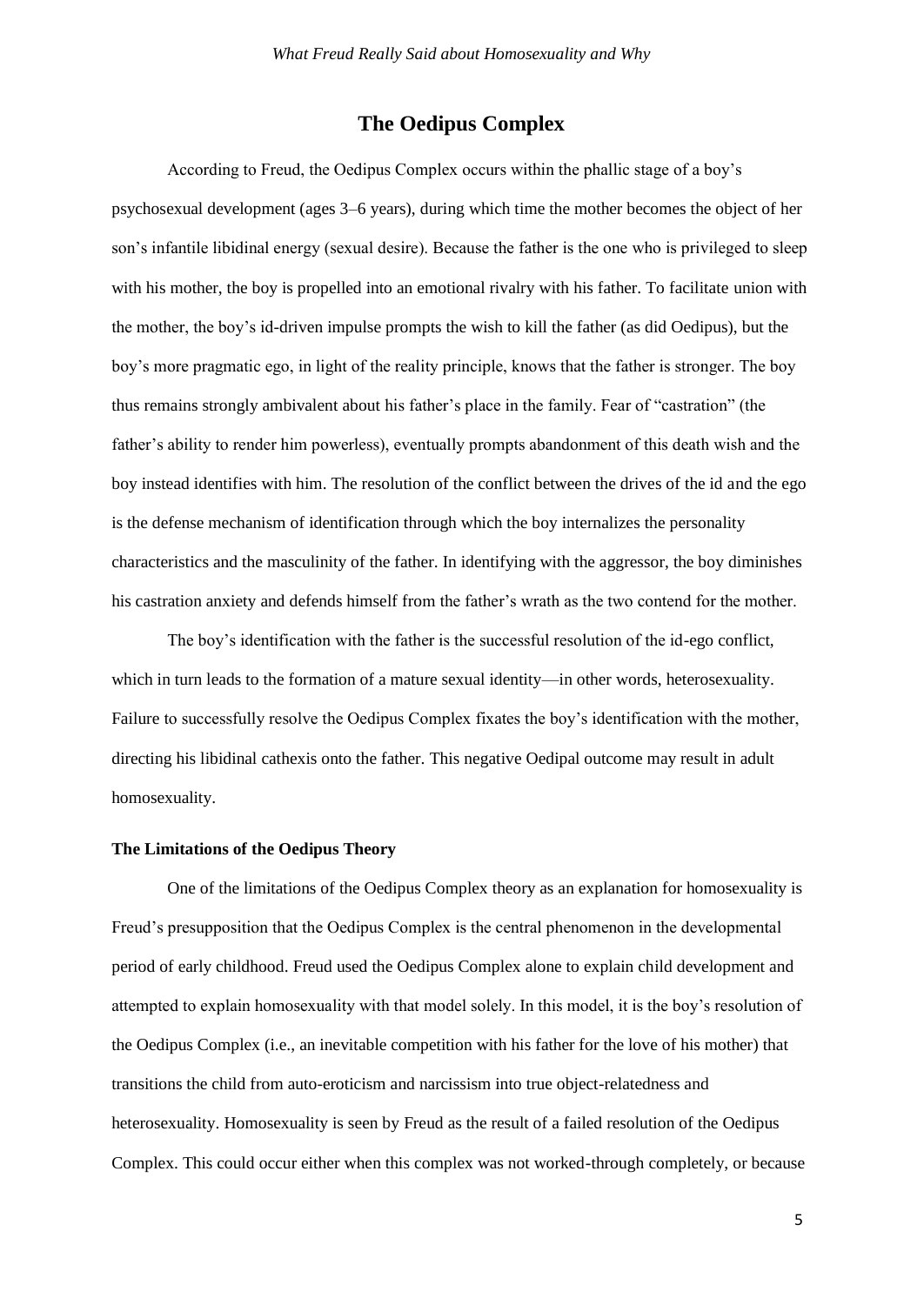## The Oedipus Complex

According to Freud, the Oedipus Complex occurs within the phallic stage of a boy's psychosexual development (ages 3–6 years), during which time the mother becomes the object of her son's infantile libidinal energy (sexual desire). Because the father is the one who is privileged to sleep with his mother, the boy is propelled into an emotional rivalry with his father. To facilitate union with the mother, the boy's id-driven impulse prompts the wish to kill the father (as did Oedipus), but the boy's more pragmatic ego, in light of the reality principle, knows that the father is stronger. The boy thus remains strongly ambivalent about his father's place in the family. Fear of "castration" (the father's ability to render him powerless), eventually prompts abandonment of this death wish and the boy instead identifies with him. The resolution of the conflict between the drives of the id and the ego is the defense mechanism of identification through which the boy internalizes the personality characteristics and the masculinity of the father. In identifying with the aggressor, the boy diminishes his castration anxiety and defends himself from the father's wrath as the two contend for the mother.

The boy's identification with the father is the successful resolution of the id-ego conflict, which in turn leads to the formation of a mature sexual identity—in other words, heterosexuality. Failure to successfully resolve the Oedipus Complex fixates the boy's identification with the mother, directing his libidinal cathexis onto the father. This negative Oedipal outcome may result in adult homosexuality.

### The Limitations of the Oedipus Theory

One of the limitations of the Oedipus Complex theory as an explanation for homosexuality is Freud's presupposition that the Oedipus Complex is the central phenomenon in the developmental period of early childhood. Freud used the Oedipus Complex alone to explain child development and attempted to explain homosexuality with that model solely. In this model, it is the boy's resolution of the Oedipus Complex (i.e., an inevitable competition with his father for the love of his mother) that transitions the child from auto-eroticism and narcissism into true object-relatedness and heterosexuality. Homosexuality is seen by Freud as the result of a failed resolution of the Oedipus Complex. This could occur either when this complex was not worked-through completely, or because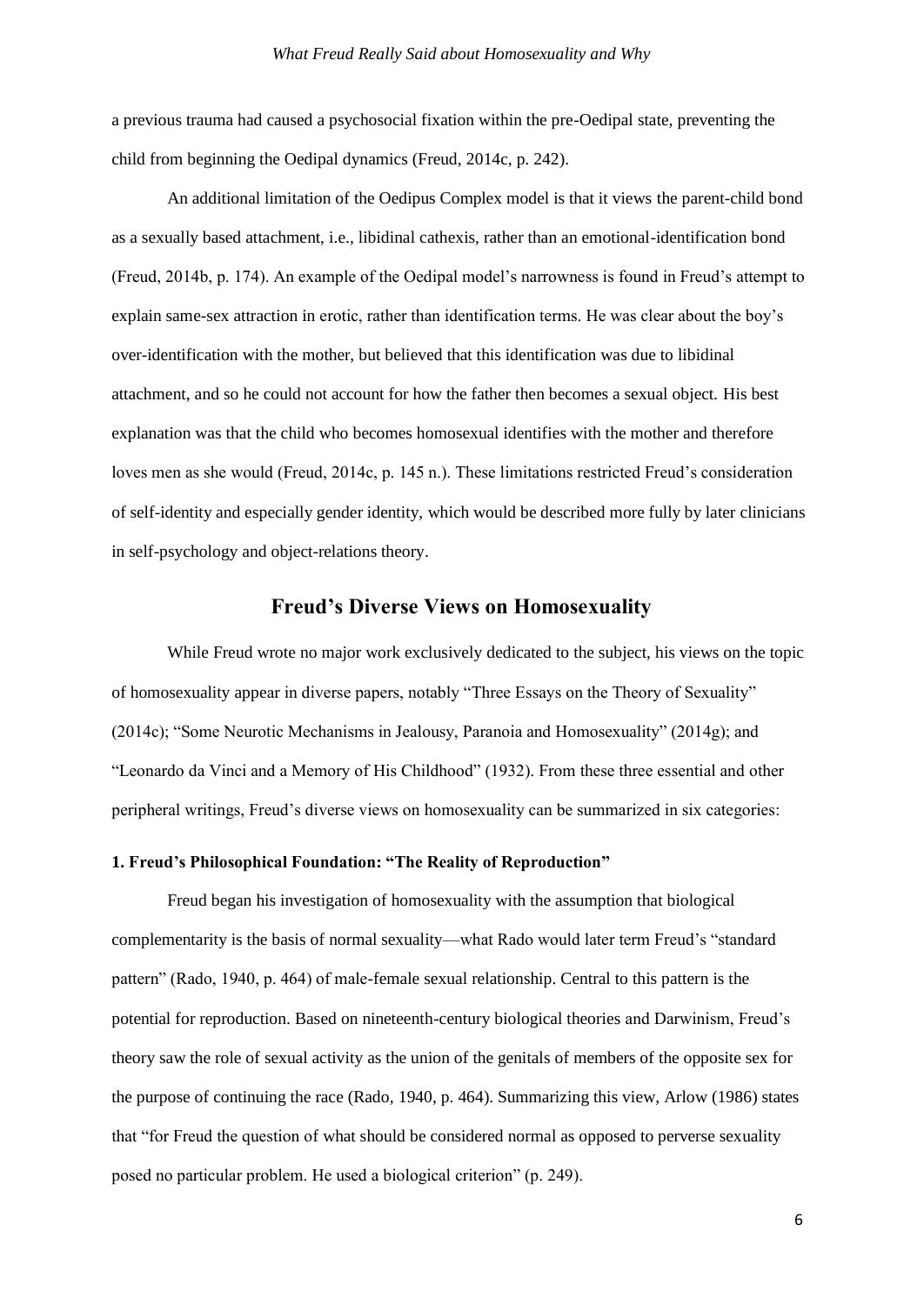a previous trauma had caused a psychosocial fixation within the pre-Oedipal state, preventing the child from beginning the Oedipal dynamics (Freud, 2014c, p. 242).

An additional limitation of the Oedipus Complex model is that it views the parent-child bond as a sexually based attachment, i.e., libidinal cathexis, rather than an emotional-identification bond (Freud, 2014b, p. 174). An example of the Oedipal model's narrowness is found in Freud's attempt to explain same-sex attraction in erotic, rather than identification terms. He was clear about the boy's over-identification with the mother, but believed that this identification was due to libidinal attachment, and so he could not account for how the father then becomes a sexual object. His best explanation was that the child who becomes homosexual identifies with the mother and therefore loves men as she would (Freud, 2014c, p. 145 n.). These limitations restricted Freud's consideration of self-identity and especially gender identity, which would be described more fully by later clinicians in self-psychology and object-relations theory.

## Freud's Diverse Views on Homosexuality

While Freud wrote no major work exclusively dedicated to the subject, his views on the topic of homosexuality appear in diverse papers, notably "Three Essays on the Theory of Sexuality" (2014c); "Some Neurotic Mechanisms in Jealousy, Paranoia and Homosexuality" (2014g); and "Leonardo da Vinci and a Memory of His Childhood" (1932). From these three essential and other peripheral writings, Freud's diverse views on homosexuality can be summarized in six categories:

### 1. Freud's Philosophical Foundation: "The Reality of Reproduction"

Freud began his investigation of homosexuality with the assumption that biological complementarity is the basis of normal sexuality—what Rado would later term Freud's "standard pattern" (Rado, 1940, p. 464) of male-female sexual relationship. Central to this pattern is the potential for reproduction. Based on nineteenth-century biological theories and Darwinism, Freud's theory saw the role of sexual activity as the union of the genitals of members of the opposite sex for the purpose of continuing the race (Rado, 1940, p. 464). Summarizing this view, Arlow (1986) states that "for Freud the question of what should be considered normal as opposed to perverse sexuality posed no particular problem. He used a biological criterion" (p. 249).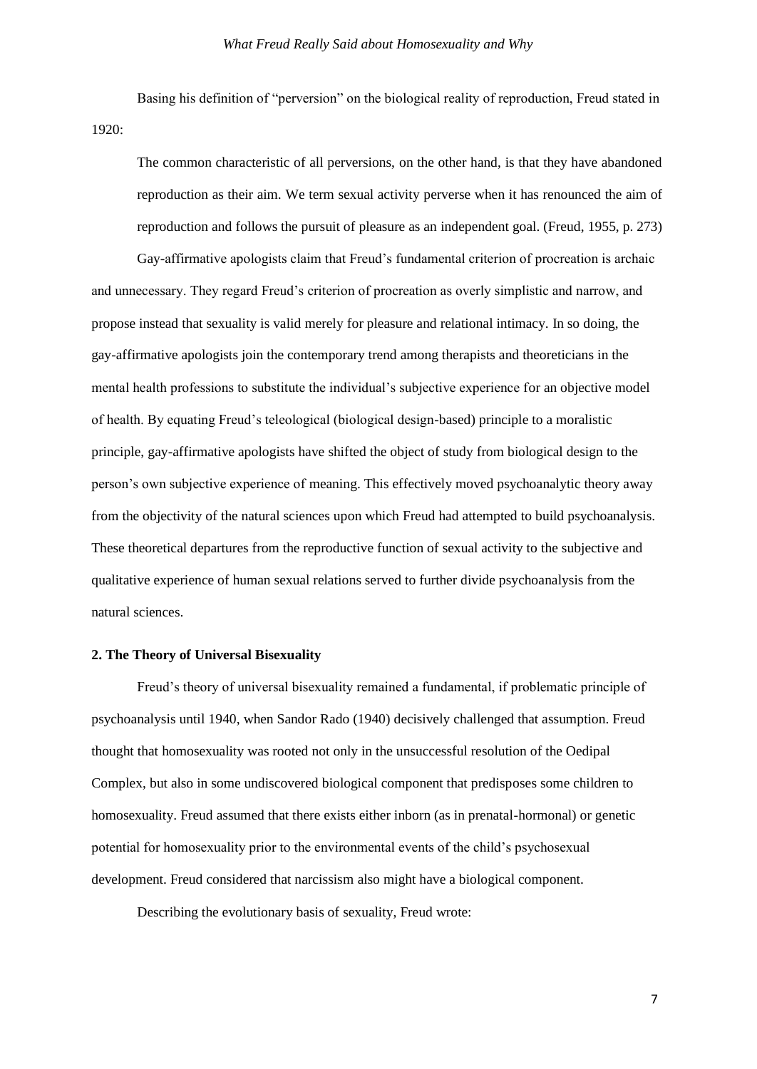Basing his definition of "perversion" on the biological reality of reproduction, Freud stated in 1920:

> The common characteristic of all perversions, on the other hand, is that they have abandoned reproduction as their aim. We term sexual activity perverse when it has renounced the aim of reproduction and follows the pursuit of pleasure as an independent goal. (Freud, 1955, p. 273)

Gay-affirmative apologists claim that Freud's fundamental criterion of procreation is archaic and unnecessary. They regard Freud's criterion of procreation as overly simplistic and narrow, and propose instead that sexuality is valid merely for pleasure and relational intimacy. In so doing, the gay-affirmative apologists join the contemporary trend among therapists and theoreticians in the mental health professions to substitute the individual's subjective experience for an objective model of health. By equating Freud's teleological (biological design-based) principle to a moralistic principle, gay-affirmative apologists have shifted the object of study from biological design to the person's own subjective experience of meaning. This effectively moved psychoanalytic theory away from the objectivity of the natural sciences upon which Freud had attempted to build psychoanalysis. These theoretical departures from the reproductive function of sexual activity to the subjective and qualitative experience of human sexual relations served to further divide psychoanalysis from the natural sciences.

**2. The Theory of Universal Bisexuality**

Freud's theory of universal bisexuality remained a fundamental, if problematic principle of psychoanalysis until 1940, when Sandor Rado (1940) decisively challenged that assumption. Freud thought that homosexuality was rooted not only in the unsuccessful resolution of the Oedipal Complex, but also in some undiscovered biological component that predisposes some children to homosexuality. Freud assumed that there exists either inborn (as in prenatal-hormonal) or genetic potential for homosexuality prior to the environmental events of the child's psychosexual development. Freud considered that narcissism also might have a biological component.

Describing the evolutionary basis of sexuality, Freud wrote: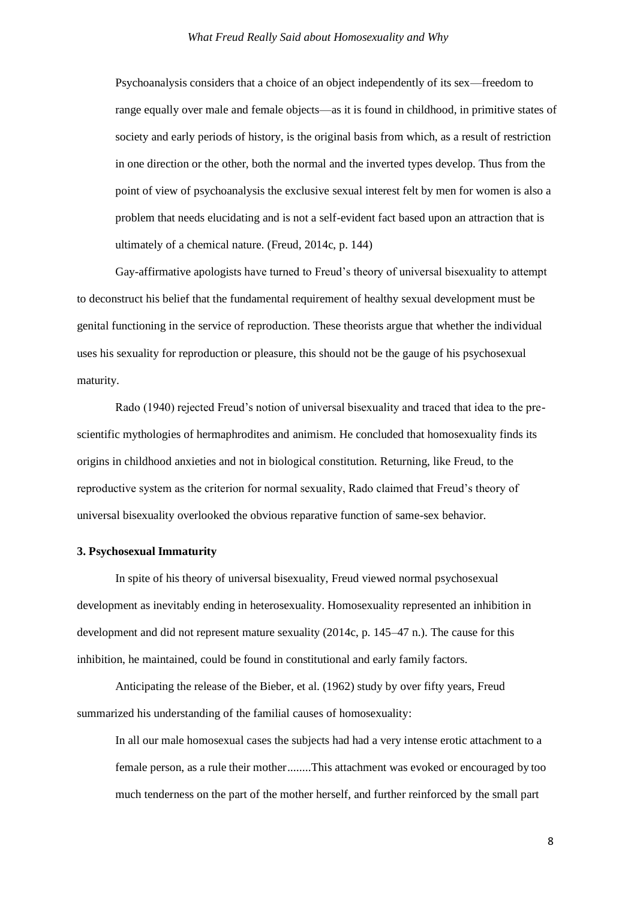> Psychoanalysis considers that a choice of an object independently of its sex—freedom to range equally over male and female objects—as it is found in childhood, in primitive states of society and early periods of history, is the original basis from which, as a result of restriction in one direction or the other, both the normal and the inverted types develop. Thus from the point of view of psychoanalysis the exclusive sexual interest felt by men for women is also a problem that needs elucidating and is not a self-evident fact based upon an attraction that is ultimately of a chemical nature. (Freud, 2014c, p. 144)

Gay-affirmative apologists have turned to Freud's theory of universal bisexuality to attempt to deconstruct his belief that the fundamental requirement of healthy sexual development must be genital functioning in the service of reproduction. These theorists argue that whether the individual uses his sexuality for reproduction or pleasure, this should not be the gauge of his psychosexual maturity.

Rado (1940) rejected Freud's notion of universal bisexuality and traced that idea to the pre-scientific mythologies of hermaphrodites and animism. He concluded that homosexuality finds its origins in childhood anxieties and not in biological constitution. Returning, like Freud, to the reproductive system as the criterion for normal sexuality, Rado claimed that Freud's theory of universal bisexuality overlooked the obvious reparative function of same-sex behavior.

### 3. Psychosexual Immaturity

In spite of his theory of universal bisexuality, Freud viewed normal psychosexual development as inevitably ending in heterosexuality. Homosexuality represented an inhibition in development and did not represent mature sexuality (2014c, p. 145–47 n.). The cause for this inhibition, he maintained, could be found in constitutional and early family factors.

Anticipating the release of the Bieber, et al. (1962) study by over fifty years, Freud summarized his understanding of the familial causes of homosexuality:

> In all our male homosexual cases the subjects had had a very intense erotic attachment to a female person, as a rule their mother........This attachment was evoked or encouraged by too much tenderness on the part of the mother herself, and further reinforced by the small part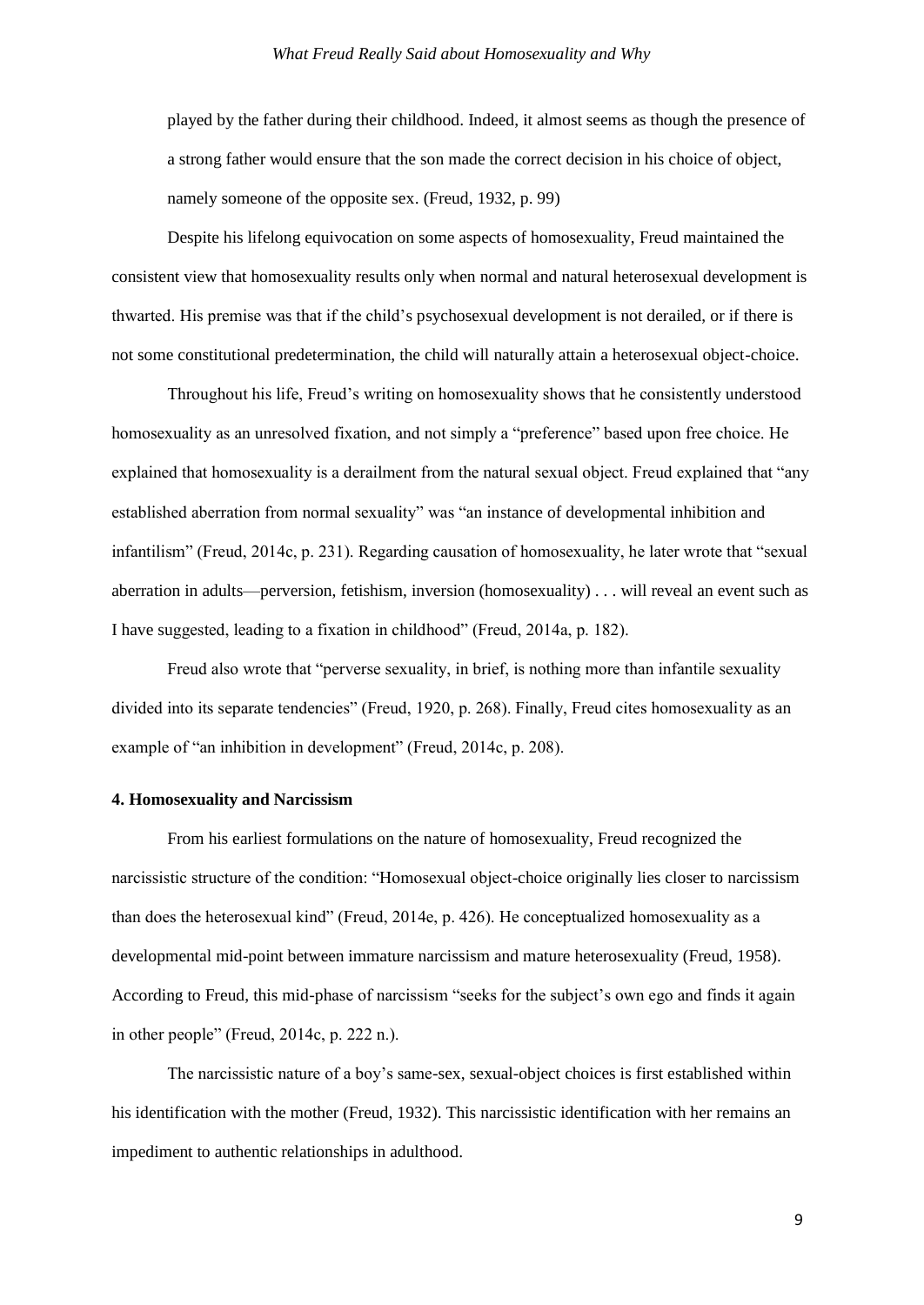> played by the father during their childhood. Indeed, it almost seems as though the presence of a strong father would ensure that the son made the correct decision in his choice of object, namely someone of the opposite sex. (Freud, 1932, p. 99)

Despite his lifelong equivocation on some aspects of homosexuality, Freud maintained the consistent view that homosexuality results only when normal and natural heterosexual development is thwarted. His premise was that if the child's psychosexual development is not derailed, or if there is not some constitutional predetermination, the child will naturally attain a heterosexual object-choice.

Throughout his life, Freud's writing on homosexuality shows that he consistently understood homosexuality as an unresolved fixation, and not simply a "preference" based upon free choice. He explained that homosexuality is a derailment from the natural sexual object. Freud explained that "any established aberration from normal sexuality" was "an instance of developmental inhibition and infantilism" (Freud, 2014c, p. 231). Regarding causation of homosexuality, he later wrote that "sexual aberration in adults—perversion, fetishism, inversion (homosexuality) . . . will reveal an event such as I have suggested, leading to a fixation in childhood" (Freud, 2014a, p. 182).

Freud also wrote that "perverse sexuality, in brief, is nothing more than infantile sexuality divided into its separate tendencies" (Freud, 1920, p. 268). Finally, Freud cites homosexuality as an example of "an inhibition in development" (Freud, 2014c, p. 208).

**4. Homosexuality and Narcissism**

From his earliest formulations on the nature of homosexuality, Freud recognized the narcissistic structure of the condition: "Homosexual object-choice originally lies closer to narcissism than does the heterosexual kind" (Freud, 2014e, p. 426). He conceptualized homosexuality as a developmental mid-point between immature narcissism and mature heterosexuality (Freud, 1958). According to Freud, this mid-phase of narcissism "seeks for the subject's own ego and finds it again in other people" (Freud, 2014c, p. 222 n.).

The narcissistic nature of a boy's same-sex, sexual-object choices is first established within his identification with the mother (Freud, 1932). This narcissistic identification with her remains an impediment to authentic relationships in adulthood.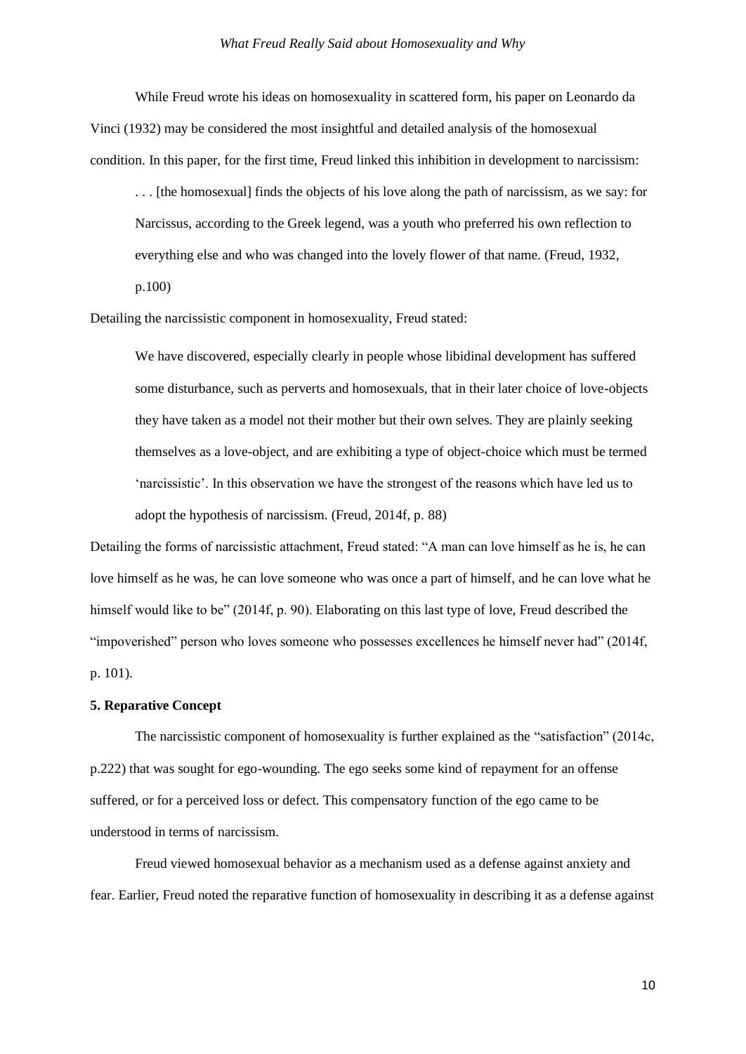While Freud wrote his ideas on homosexuality in scattered form, his paper on Leonardo da Vinci (1932) may be considered the most insightful and detailed analysis of the homosexual condition. In this paper, for the first time, Freud linked this inhibition in development to narcissism:

> . . . [the homosexual] finds the objects of his love along the path of narcissism, as we say: for Narcissus, according to the Greek legend, was a youth who preferred his own reflection to everything else and who was changed into the lovely flower of that name. (Freud, 1932, p.100)

Detailing the narcissistic component in homosexuality, Freud stated:

> We have discovered, especially clearly in people whose libidinal development has suffered some disturbance, such as perverts and homosexuals, that in their later choice of love-objects they have taken as a model not their mother but their own selves. They are plainly seeking themselves as a love-object, and are exhibiting a type of object-choice which must be termed 'narcissistic'. In this observation we have the strongest of the reasons which have led us to adopt the hypothesis of narcissism. (Freud, 2014f, p. 88)

Detailing the forms of narcissistic attachment, Freud stated: "A man can love himself as he is, he can love himself as he was, he can love someone who was once a part of himself, and he can love what he himself would like to be" (2014f, p. 90). Elaborating on this last type of love, Freud described the "impoverished" person who loves someone who possesses excellences he himself never had" (2014f, p. 101).

**5. Reparative Concept**

The narcissistic component of homosexuality is further explained as the "satisfaction" (2014c, p.222) that was sought for ego-wounding. The ego seeks some kind of repayment for an offense suffered, or for a perceived loss or defect. This compensatory function of the ego came to be understood in terms of narcissism.

Freud viewed homosexual behavior as a mechanism used as a defense against anxiety and fear. Earlier, Freud noted the reparative function of homosexuality in describing it as a defense against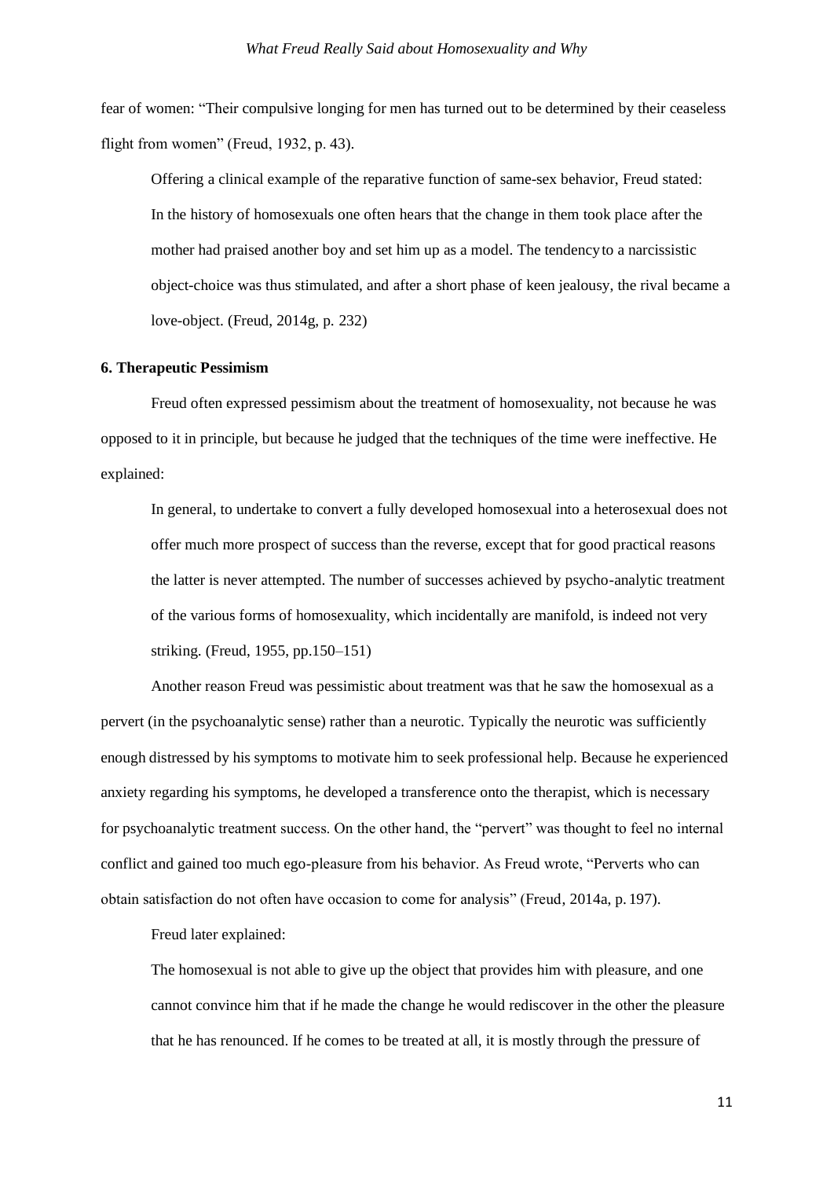fear of women: “Their compulsive longing for men has turned out to be determined by their ceaseless flight from women” (Freud, 1932, p. 43).

Offering a clinical example of the reparative function of same-sex behavior, Freud stated:

> In the history of homosexuals one often hears that the change in them took place after the mother had praised another boy and set him up as a model. The tendency to a narcissistic object-choice was thus stimulated, and after a short phase of keen jealousy, the rival became a love-object. (Freud, 2014g, p. 232)

### 6. Therapeutic Pessimism

Freud often expressed pessimism about the treatment of homosexuality, not because he was opposed to it in principle, but because he judged that the techniques of the time were ineffective. He explained:

> In general, to undertake to convert a fully developed homosexual into a heterosexual does not offer much more prospect of success than the reverse, except that for good practical reasons the latter is never attempted. The number of successes achieved by psycho-analytic treatment of the various forms of homosexuality, which incidentally are manifold, is indeed not very striking. (Freud, 1955, pp.150–151)

Another reason Freud was pessimistic about treatment was that he saw the homosexual as a pervert (in the psychoanalytic sense) rather than a neurotic. Typically the neurotic was sufficiently enough distressed by his symptoms to motivate him to seek professional help. Because he experienced anxiety regarding his symptoms, he developed a transference onto the therapist, which is necessary for psychoanalytic treatment success. On the other hand, the “pervert” was thought to feel no internal conflict and gained too much ego-pleasure from his behavior. As Freud wrote, “Perverts who can obtain satisfaction do not often have occasion to come for analysis” (Freud, 2014a, p. 197).

Freud later explained:

> The homosexual is not able to give up the object that provides him with pleasure, and one cannot convince him that if he made the change he would rediscover in the other the pleasure that he has renounced. If he comes to be treated at all, it is mostly through the pressure of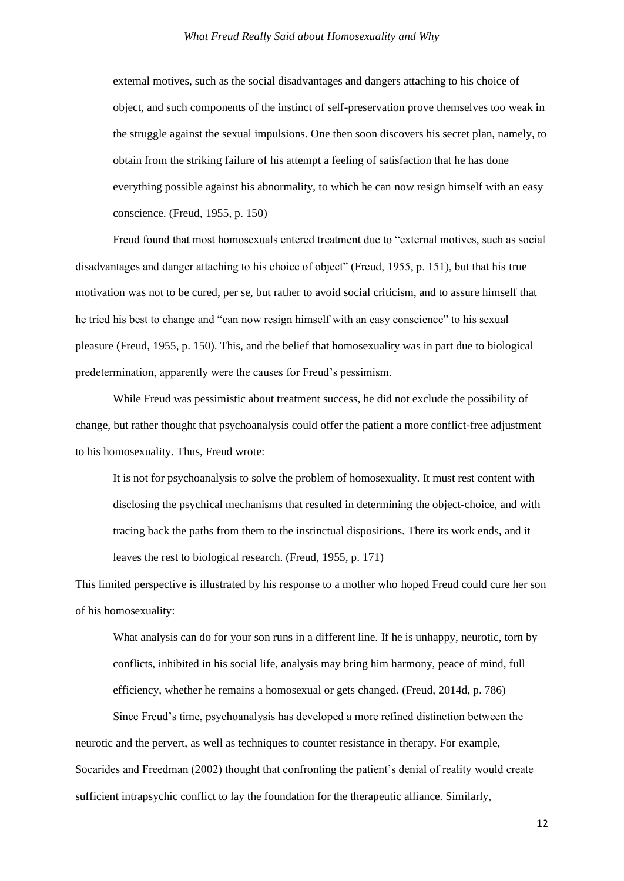> external motives, such as the social disadvantages and dangers attaching to his choice of object, and such components of the instinct of self-preservation prove themselves too weak in the struggle against the sexual impulsions. One then soon discovers his secret plan, namely, to obtain from the striking failure of his attempt a feeling of satisfaction that he has done everything possible against his abnormality, to which he can now resign himself with an easy conscience. (Freud, 1955, p. 150)

Freud found that most homosexuals entered treatment due to "external motives, such as social disadvantages and danger attaching to his choice of object" (Freud, 1955, p. 151), but that his true motivation was not to be cured, per se, but rather to avoid social criticism, and to assure himself that he tried his best to change and "can now resign himself with an easy conscience" to his sexual pleasure (Freud, 1955, p. 150). This, and the belief that homosexuality was in part due to biological predetermination, apparently were the causes for Freud's pessimism.

While Freud was pessimistic about treatment success, he did not exclude the possibility of change, but rather thought that psychoanalysis could offer the patient a more conflict-free adjustment to his homosexuality. Thus, Freud wrote:

> It is not for psychoanalysis to solve the problem of homosexuality. It must rest content with disclosing the psychical mechanisms that resulted in determining the object-choice, and with tracing back the paths from them to the instinctual dispositions. There its work ends, and it leaves the rest to biological research. (Freud, 1955, p. 171)

This limited perspective is illustrated by his response to a mother who hoped Freud could cure her son of his homosexuality:

> What analysis can do for your son runs in a different line. If he is unhappy, neurotic, torn by conflicts, inhibited in his social life, analysis may bring him harmony, peace of mind, full efficiency, whether he remains a homosexual or gets changed. (Freud, 2014d, p. 786)

Since Freud's time, psychoanalysis has developed a more refined distinction between the neurotic and the pervert, as well as techniques to counter resistance in therapy. For example, Socarides and Freedman (2002) thought that confronting the patient's denial of reality would create sufficient intrapsychic conflict to lay the foundation for the therapeutic alliance. Similarly,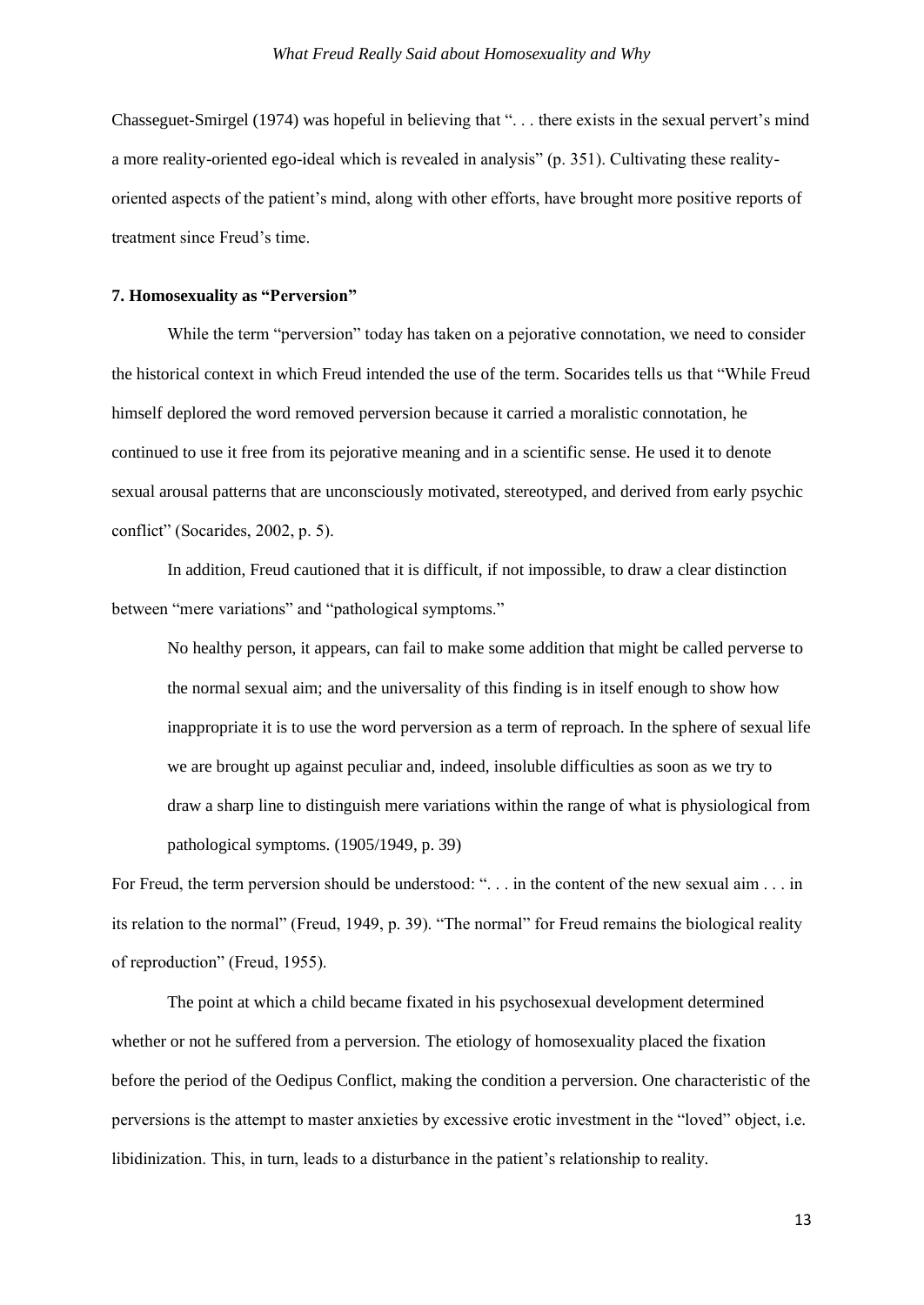Chasseguet-Smirgel (1974) was hopeful in believing that ". . . there exists in the sexual pervert's mind a more reality-oriented ego-ideal which is revealed in analysis" (p. 351). Cultivating these reality-oriented aspects of the patient's mind, along with other efforts, have brought more positive reports of treatment since Freud's time.

### 7. Homosexuality as "Perversion"

While the term "perversion" today has taken on a pejorative connotation, we need to consider the historical context in which Freud intended the use of the term. Socarides tells us that "While Freud himself deplored the word removed perversion because it carried a moralistic connotation, he continued to use it free from its pejorative meaning and in a scientific sense. He used it to denote sexual arousal patterns that are unconsciously motivated, stereotyped, and derived from early psychic conflict" (Socarides, 2002, p. 5).

In addition, Freud cautioned that it is difficult, if not impossible, to draw a clear distinction between "mere variations" and "pathological symptoms."

> No healthy person, it appears, can fail to make some addition that might be called perverse to the normal sexual aim; and the universality of this finding is in itself enough to show how inappropriate it is to use the word perversion as a term of reproach. In the sphere of sexual life we are brought up against peculiar and, indeed, insoluble difficulties as soon as we try to draw a sharp line to distinguish mere variations within the range of what is physiological from pathological symptoms. (1905/1949, p. 39)

For Freud, the term perversion should be understood: ". . . in the content of the new sexual aim . . . in its relation to the normal" (Freud, 1949, p. 39). "The normal" for Freud remains the biological reality of reproduction" (Freud, 1955).

The point at which a child became fixated in his psychosexual development determined whether or not he suffered from a perversion. The etiology of homosexuality placed the fixation before the period of the Oedipus Conflict, making the condition a perversion. One characteristic of the perversions is the attempt to master anxieties by excessive erotic investment in the "loved" object, i.e. libidinization. This, in turn, leads to a disturbance in the patient's relationship to reality.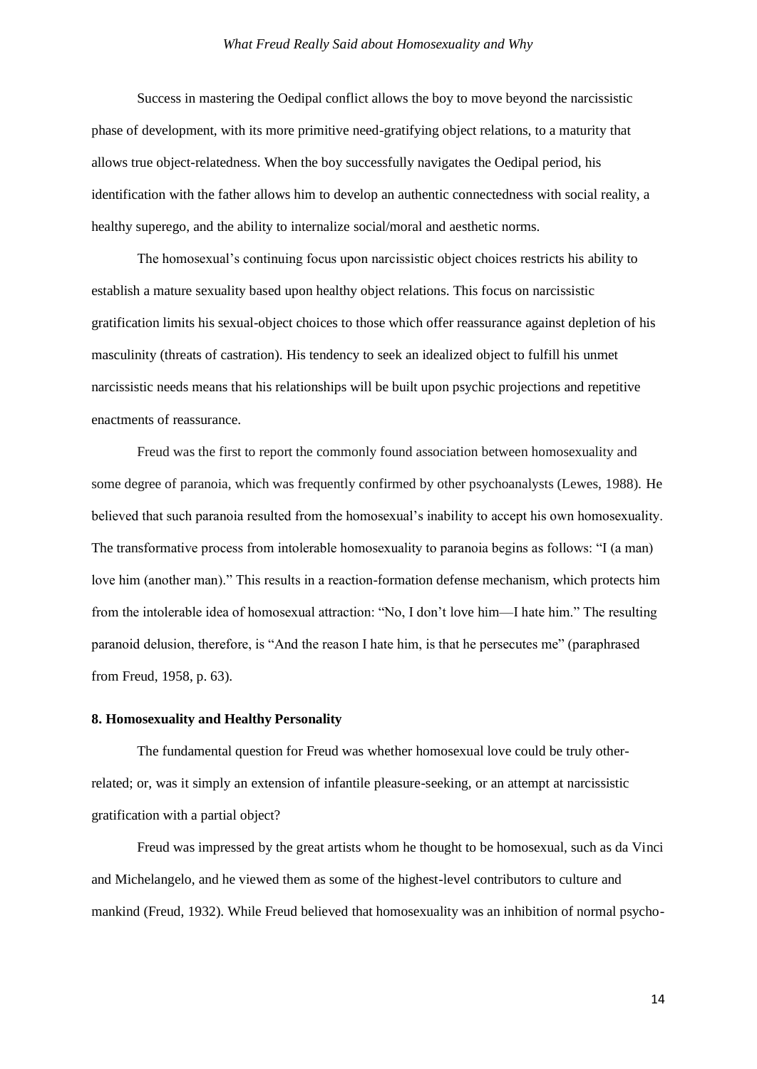Success in mastering the Oedipal conflict allows the boy to move beyond the narcissistic phase of development, with its more primitive need-gratifying object relations, to a maturity that allows true object-relatedness. When the boy successfully navigates the Oedipal period, his identification with the father allows him to develop an authentic connectedness with social reality, a healthy superego, and the ability to internalize social/moral and aesthetic norms.

The homosexual's continuing focus upon narcissistic object choices restricts his ability to establish a mature sexuality based upon healthy object relations. This focus on narcissistic gratification limits his sexual-object choices to those which offer reassurance against depletion of his masculinity (threats of castration). His tendency to seek an idealized object to fulfill his unmet narcissistic needs means that his relationships will be built upon psychic projections and repetitive enactments of reassurance.

Freud was the first to report the commonly found association between homosexuality and some degree of paranoia, which was frequently confirmed by other psychoanalysts (Lewes, 1988). He believed that such paranoia resulted from the homosexual's inability to accept his own homosexuality. The transformative process from intolerable homosexuality to paranoia begins as follows: "I (a man) love him (another man)." This results in a reaction-formation defense mechanism, which protects him from the intolerable idea of homosexual attraction: "No, I don't love him—I hate him." The resulting paranoid delusion, therefore, is "And the reason I hate him, is that he persecutes me" (paraphrased from Freud, 1958, p. 63).

## 8. Homosexuality and Healthy Personality

The fundamental question for Freud was whether homosexual love could be truly other-related; or, was it simply an extension of infantile pleasure-seeking, or an attempt at narcissistic gratification with a partial object?

Freud was impressed by the great artists whom he thought to be homosexual, such as da Vinci and Michelangelo, and he viewed them as some of the highest-level contributors to culture and mankind (Freud, 1932). While Freud believed that homosexuality was an inhibition of normal psycho-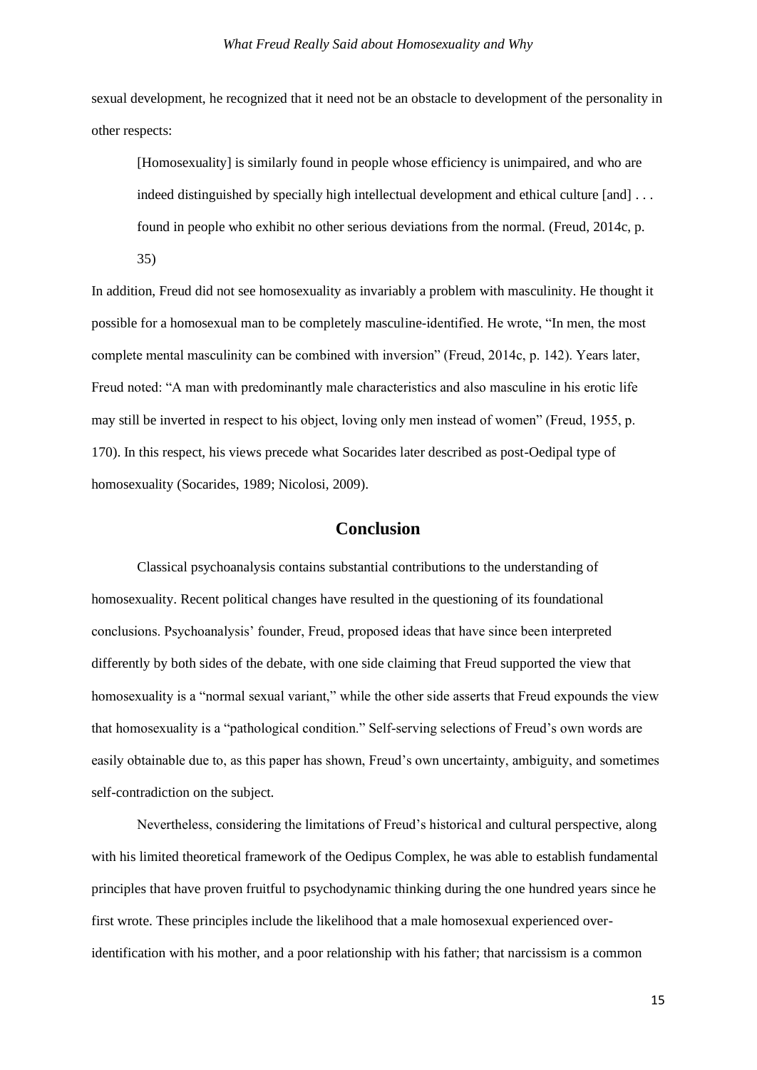sexual development, he recognized that it need not be an obstacle to development of the personality in other respects:

> [Homosexuality] is similarly found in people whose efficiency is unimpaired, and who are indeed distinguished by specially high intellectual development and ethical culture [and] . . . found in people who exhibit no other serious deviations from the normal. (Freud, 2014c, p. 35)

In addition, Freud did not see homosexuality as invariably a problem with masculinity. He thought it possible for a homosexual man to be completely masculine-identified. He wrote, "In men, the most complete mental masculinity can be combined with inversion" (Freud, 2014c, p. 142). Years later, Freud noted: "A man with predominantly male characteristics and also masculine in his erotic life may still be inverted in respect to his object, loving only men instead of women" (Freud, 1955, p. 170). In this respect, his views precede what Socarides later described as post-Oedipal type of homosexuality (Socarides, 1989; Nicolosi, 2009).

## Conclusion

Classical psychoanalysis contains substantial contributions to the understanding of homosexuality. Recent political changes have resulted in the questioning of its foundational conclusions. Psychoanalysis' founder, Freud, proposed ideas that have since been interpreted differently by both sides of the debate, with one side claiming that Freud supported the view that homosexuality is a "normal sexual variant," while the other side asserts that Freud expounds the view that homosexuality is a "pathological condition." Self-serving selections of Freud's own words are easily obtainable due to, as this paper has shown, Freud's own uncertainty, ambiguity, and sometimes self-contradiction on the subject.

Nevertheless, considering the limitations of Freud's historical and cultural perspective, along with his limited theoretical framework of the Oedipus Complex, he was able to establish fundamental principles that have proven fruitful to psychodynamic thinking during the one hundred years since he first wrote. These principles include the likelihood that a male homosexual experienced over-identification with his mother, and a poor relationship with his father; that narcissism is a common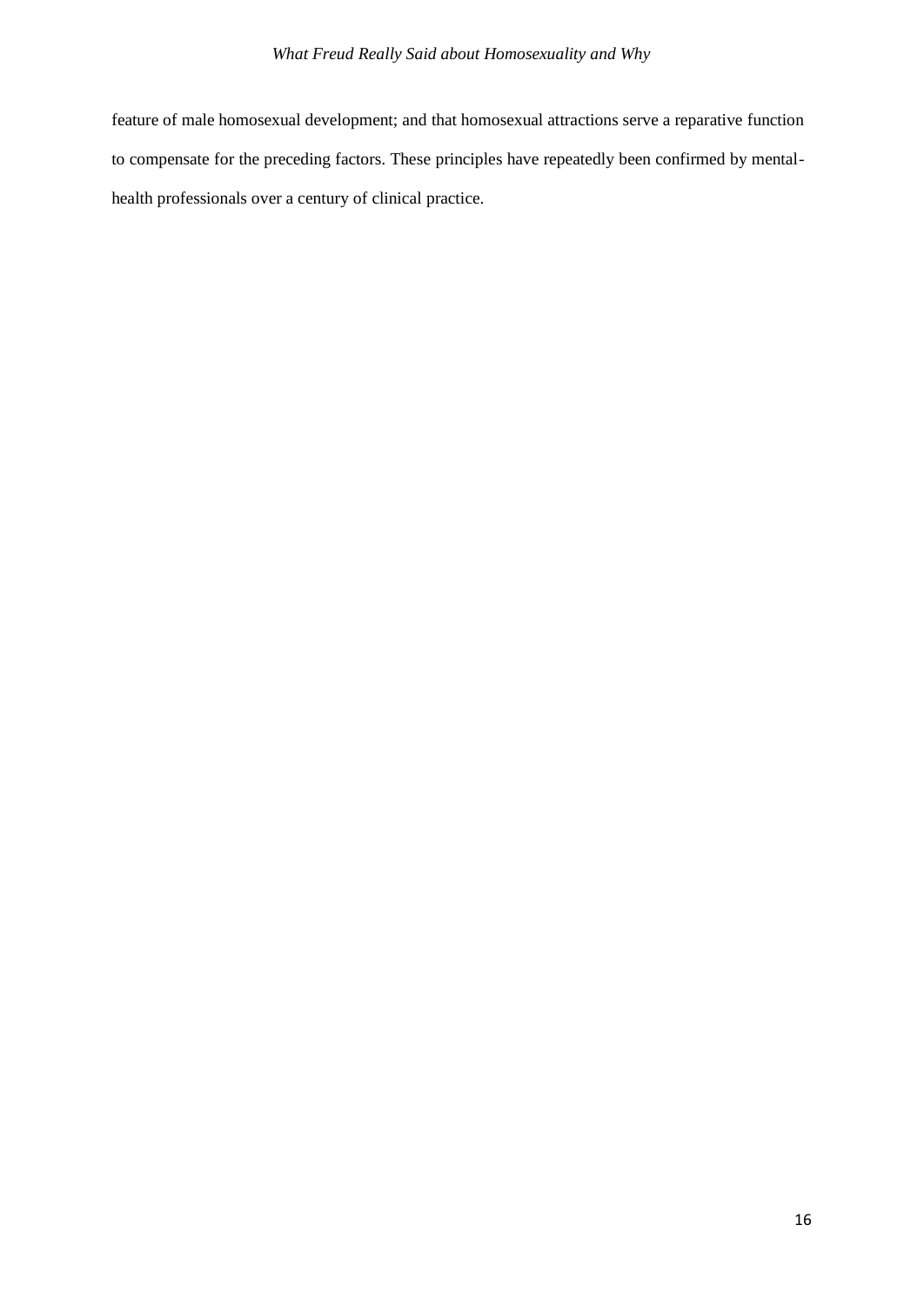feature of male homosexual development; and that homosexual attractions serve a reparative function to compensate for the preceding factors. These principles have repeatedly been confirmed by mental-health professionals over a century of clinical practice.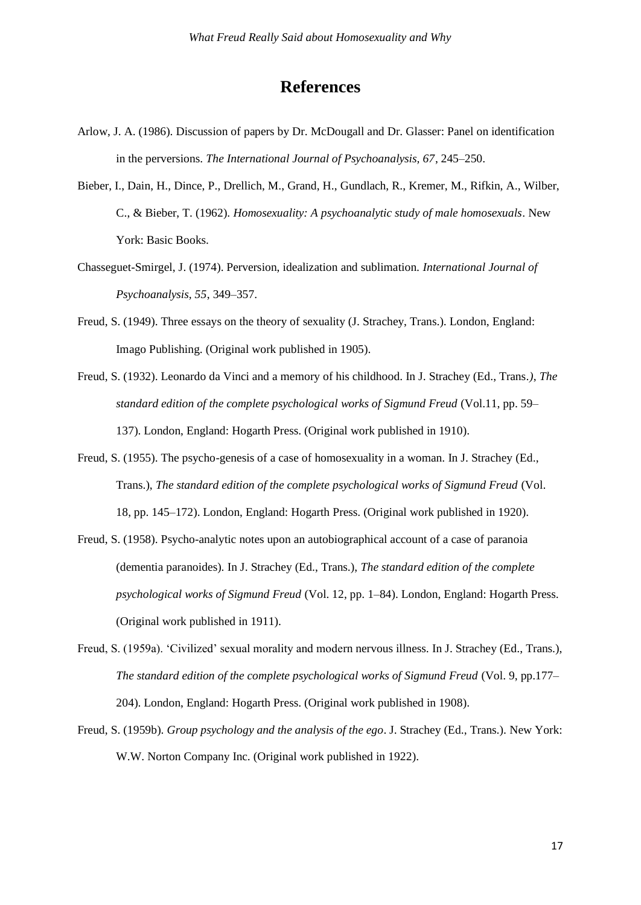# References

Arlow, J. A. (1986). Discussion of papers by Dr. McDougall and Dr. Glasser: Panel on identification in the perversions. *The International Journal of Psychoanalysis, 67*, 245–250.

Bieber, I., Dain, H., Dince, P., Drellich, M., Grand, H., Gundlach, R., Kremer, M., Rifkin, A., Wilber, C., & Bieber, T. (1962). *Homosexuality: A psychoanalytic study of male homosexuals*. New York: Basic Books.

Chasseguet-Smirgel, J. (1974). Perversion, idealization and sublimation. *International Journal of Psychoanalysis, 55*, 349–357.

Freud, S. (1949). Three essays on the theory of sexuality (J. Strachey, Trans.). London, England: Imago Publishing. (Original work published in 1905).

Freud, S. (1932). Leonardo da Vinci and a memory of his childhood. In J. Strachey (Ed., Trans.*)*, *The standard edition of the complete psychological works of Sigmund Freud* (Vol.11, pp. 59–137). London, England: Hogarth Press. (Original work published in 1910).

Freud, S. (1955). The psycho-genesis of a case of homosexuality in a woman. In J. Strachey (Ed., Trans.), *The standard edition of the complete psychological works of Sigmund Freud* (Vol. 18, pp. 145–172). London, England: Hogarth Press. (Original work published in 1920).

Freud, S. (1958). Psycho-analytic notes upon an autobiographical account of a case of paranoia (dementia paranoides). In J. Strachey (Ed., Trans.), *The standard edition of the complete psychological works of Sigmund Freud* (Vol. 12, pp. 1–84). London, England: Hogarth Press. (Original work published in 1911).

Freud, S. (1959a). 'Civilized' sexual morality and modern nervous illness. In J. Strachey (Ed., Trans.), *The standard edition of the complete psychological works of Sigmund Freud* (Vol. 9, pp.177–204). London, England: Hogarth Press. (Original work published in 1908).

Freud, S. (1959b). *Group psychology and the analysis of the ego*. J. Strachey (Ed., Trans.). New York: W.W. Norton Company Inc. (Original work published in 1922).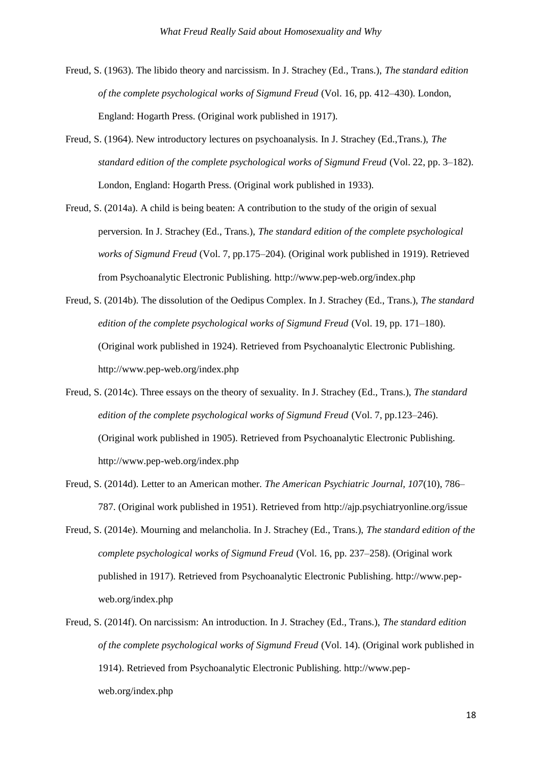Freud, S. (1963). The libido theory and narcissism. In J. Strachey (Ed., Trans.), *The standard edition of the complete psychological works of Sigmund Freud* (Vol. 16, pp. 412–430). London, England: Hogarth Press. (Original work published in 1917).

Freud, S. (1964). New introductory lectures on psychoanalysis. In J. Strachey (Ed.,Trans.), *The standard edition of the complete psychological works of Sigmund Freud* (Vol. 22, pp. 3–182). London, England: Hogarth Press. (Original work published in 1933).

Freud, S. (2014a). A child is being beaten: A contribution to the study of the origin of sexual perversion. In J. Strachey (Ed., Trans.), *The standard edition of the complete psychological works of Sigmund Freud* (Vol. 7, pp.175–204). (Original work published in 1919). Retrieved from Psychoanalytic Electronic Publishing. http://www.pep-web.org/index.php

Freud, S. (2014b). The dissolution of the Oedipus Complex. In J. Strachey (Ed., Trans.), *The standard edition of the complete psychological works of Sigmund Freud* (Vol. 19, pp. 171–180). (Original work published in 1924). Retrieved from Psychoanalytic Electronic Publishing. http://www.pep-web.org/index.php

Freud, S. (2014c). Three essays on the theory of sexuality. In J. Strachey (Ed., Trans.), *The standard edition of the complete psychological works of Sigmund Freud* (Vol. 7, pp.123–246). (Original work published in 1905). Retrieved from Psychoanalytic Electronic Publishing. http://www.pep-web.org/index.php

Freud, S. (2014d). Letter to an American mother. *The American Psychiatric Journal, 107*(10), 786–787. (Original work published in 1951). Retrieved from http://ajp.psychiatryonline.org/issue

Freud, S. (2014e). Mourning and melancholia. In J. Strachey (Ed., Trans.), *The standard edition of the complete psychological works of Sigmund Freud* (Vol. 16, pp. 237–258). (Original work published in 1917). Retrieved from Psychoanalytic Electronic Publishing. http://www.pep-web.org/index.php

Freud, S. (2014f). On narcissism: An introduction. In J. Strachey (Ed., Trans.), *The standard edition of the complete psychological works of Sigmund Freud* (Vol. 14). (Original work published in 1914). Retrieved from Psychoanalytic Electronic Publishing. http://www.pep-web.org/index.php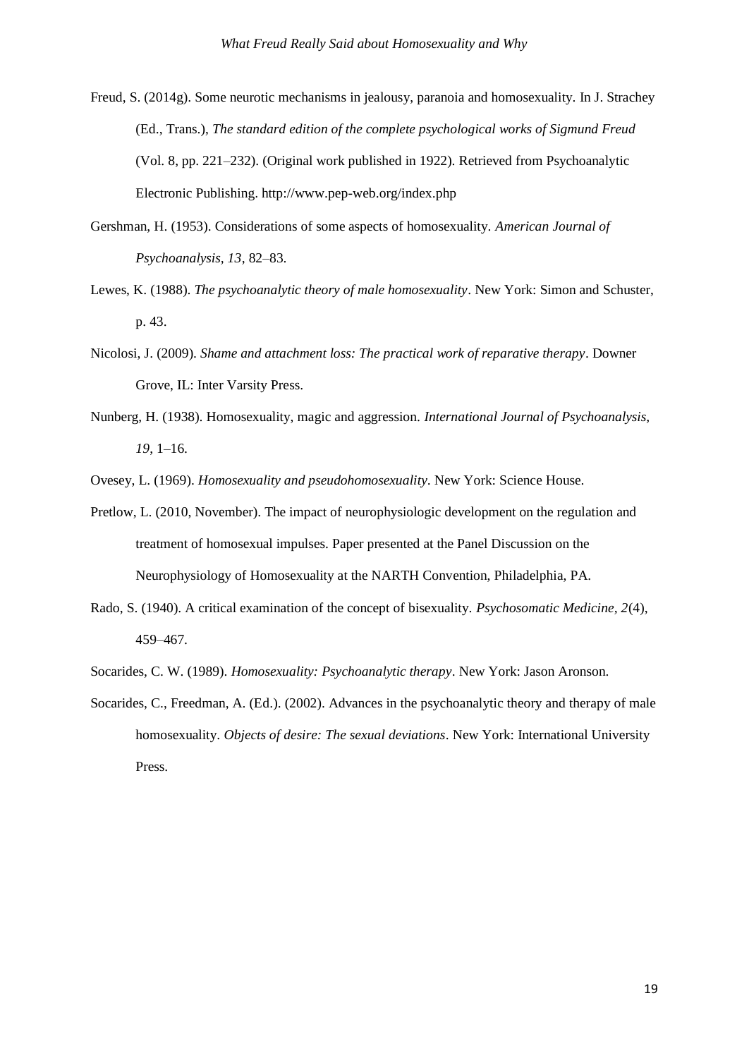Freud, S. (2014g). Some neurotic mechanisms in jealousy, paranoia and homosexuality. In J. Strachey (Ed., Trans.), *The standard edition of the complete psychological works of Sigmund Freud* (Vol. 8, pp. 221–232). (Original work published in 1922). Retrieved from Psychoanalytic Electronic Publishing. http://www.pep-web.org/index.php

Gershman, H. (1953). Considerations of some aspects of homosexuality. *American Journal of Psychoanalysis*, *13*, 82–83.

Lewes, K. (1988). *The psychoanalytic theory of male homosexuality*. New York: Simon and Schuster, p. 43.

Nicolosi, J. (2009). *Shame and attachment loss: The practical work of reparative therapy*. Downer Grove, IL: Inter Varsity Press.

Nunberg, H. (1938). Homosexuality, magic and aggression. *International Journal of Psychoanalysis*, *19*, 1–16.

Ovesey, L. (1969). *Homosexuality and pseudohomosexuality*. New York: Science House.

Pretlow, L. (2010, November). The impact of neurophysiologic development on the regulation and treatment of homosexual impulses. Paper presented at the Panel Discussion on the Neurophysiology of Homosexuality at the NARTH Convention, Philadelphia, PA.

Rado, S. (1940). A critical examination of the concept of bisexuality. *Psychosomatic Medicine*, *2*(4), 459–467.

Socarides, C. W. (1989). *Homosexuality: Psychoanalytic therapy*. New York: Jason Aronson.

Socarides, C., Freedman, A. (Ed.). (2002). Advances in the psychoanalytic theory and therapy of male homosexuality. *Objects of desire: The sexual deviations*. New York: International University Press.